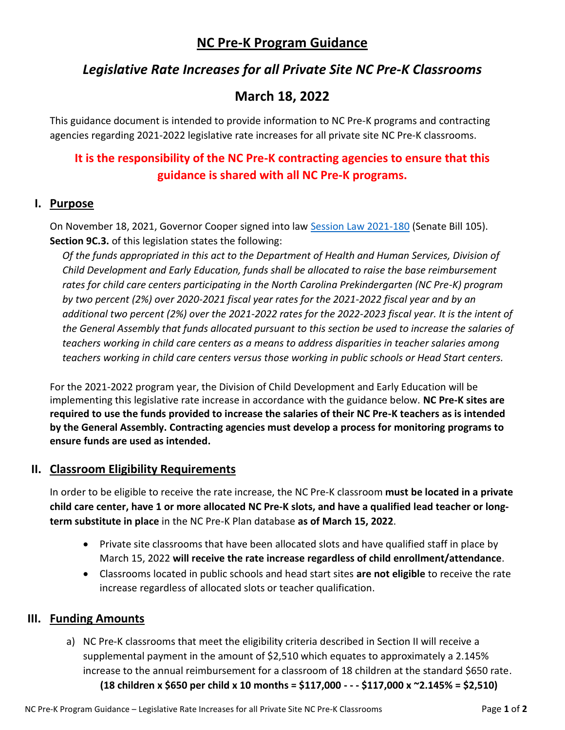# NC Pre-K Program Guidance

## *Legislative Rate Increases for all Private Site NC Pre-K Classrooms*

## March 18, 2022

This guidance document is intended to provide information to NC Pre-K programs and contracting agencies regarding 2021-2022 legislative rate increases for all private site NC Pre-K classrooms.

**It is the responsibility of the NC Pre-K contracting agencies to ensure that this guidance is shared with all NC Pre-K programs.**

## I. Purpose

On November 18, 2021, Governor Cooper signed into law Session Law 2021-180 (Senate Bill 105). **Section 9C.3.** of this legislation states the following:

*Of the funds appropriated in this act to the Department of Health and Human Services, Division of Child Development and Early Education, funds shall be allocated to raise the base reimbursement rates for child care centers participating in the North Carolina Prekindergarten (NC Pre-K) program by two percent (2%) over 2020-2021 fiscal year rates for the 2021-2022 fiscal year and by an additional two percent (2%) over the 2021-2022 rates for the 2022-2023 fiscal year. It is the intent of the General Assembly that funds allocated pursuant to this section be used to increase the salaries of teachers working in child care centers as a means to address disparities in teacher salaries among teachers working in child care centers versus those working in public schools or Head Start centers.*

For the 2021-2022 program year, the Division of Child Development and Early Education will be implementing this legislative rate increase in accordance with the guidance below. **NC Pre-K sites are required to use the funds provided to increase the salaries of their NC Pre-K teachers as is intended by the General Assembly. Contracting agencies must develop a process for monitoring programs to ensure funds are used as intended.**

## II. Classroom Eligibility Requirements

In order to be eligible to receive the rate increase, the NC Pre-K classroom **must be located in a private child care center, have 1 or more allocated NC Pre-K slots, and have a qualified lead teacher or long-term substitute in place** in the NC Pre-K Plan database **as of March 15, 2022**.

- Private site classrooms that have been allocated slots and have qualified staff in place by March 15, 2022 **will receive the rate increase regardless of child enrollment/attendance**.
- Classrooms located in public schools and head start sites **are not eligible** to receive the rate increase regardless of allocated slots or teacher qualification.

## III. Funding Amounts

a) NC Pre-K classrooms that meet the eligibility criteria described in Section II will receive a supplemental payment in the amount of $2,510 which equates to approximately a 2.145% increase to the annual reimbursement for a classroom of 18 children at the standard $650 rate.
**(18 children x $650 per child x 10 months = $117,000 - - - $117,000 x ~2.145% = $2,510)**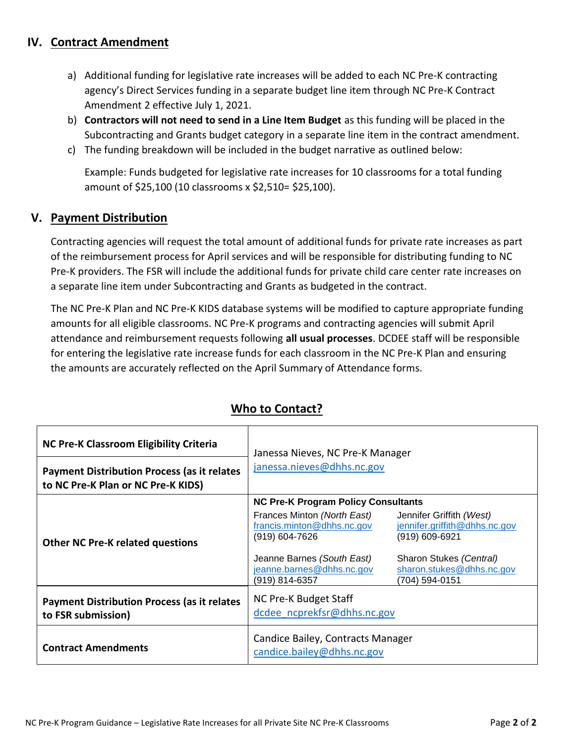## IV. Contract Amendment

a) Additional funding for legislative rate increases will be added to each NC Pre-K contracting agency's Direct Services funding in a separate budget line item through NC Pre-K Contract Amendment 2 effective July 1, 2021.
b) **Contractors will not need to send in a Line Item Budget** as this funding will be placed in the Subcontracting and Grants budget category in a separate line item in the contract amendment.
c) The funding breakdown will be included in the budget narrative as outlined below:

   Example: Funds budgeted for legislative rate increases for 10 classrooms for a total funding amount of $25,100 (10 classrooms x $2,510= $25,100).

## V. Payment Distribution

Contracting agencies will request the total amount of additional funds for private rate increases as part of the reimbursement process for April services and will be responsible for distributing funding to NC Pre-K providers. The FSR will include the additional funds for private child care center rate increases on a separate line item under Subcontracting and Grants as budgeted in the contract.

The NC Pre-K Plan and NC Pre-K KIDS database systems will be modified to capture appropriate funding amounts for all eligible classrooms. NC Pre-K programs and contracting agencies will submit April attendance and reimbursement requests following **all usual processes**. DCDEE staff will be responsible for entering the legislative rate increase funds for each classroom in the NC Pre-K Plan and ensuring the amounts are accurately reflected on the April Summary of Attendance forms.

## Who to Contact?

| | |
|---|---|
| **NC Pre-K Classroom Eligibility Criteria**<br>**Payment Distribution Process (as it relates to NC Pre-K Plan or NC Pre-K KIDS)** | Janessa Nieves, NC Pre-K Manager<br>janessa.nieves@dhhs.nc.gov |
| **Other NC Pre-K related questions** | **NC Pre-K Program Policy Consultants**<br>Frances Minton *(North East)* francis.minton@dhhs.nc.gov (919) 604-7626<br>Jennifer Griffith *(West)* jennifer.griffith@dhhs.nc.gov (919) 609-6921<br>Jeanne Barnes *(South East)* jeanne.barnes@dhhs.nc.gov (919) 814-6357<br>Sharon Stukes *(Central)* sharon.stukes@dhhs.nc.gov (704) 594-0151 |
| **Payment Distribution Process (as it relates to FSR submission)** | NC Pre-K Budget Staff<br>dcdee_ncprekfsr@dhhs.nc.gov |
| **Contract Amendments** | Candice Bailey, Contracts Manager<br>candice.bailey@dhhs.nc.gov |